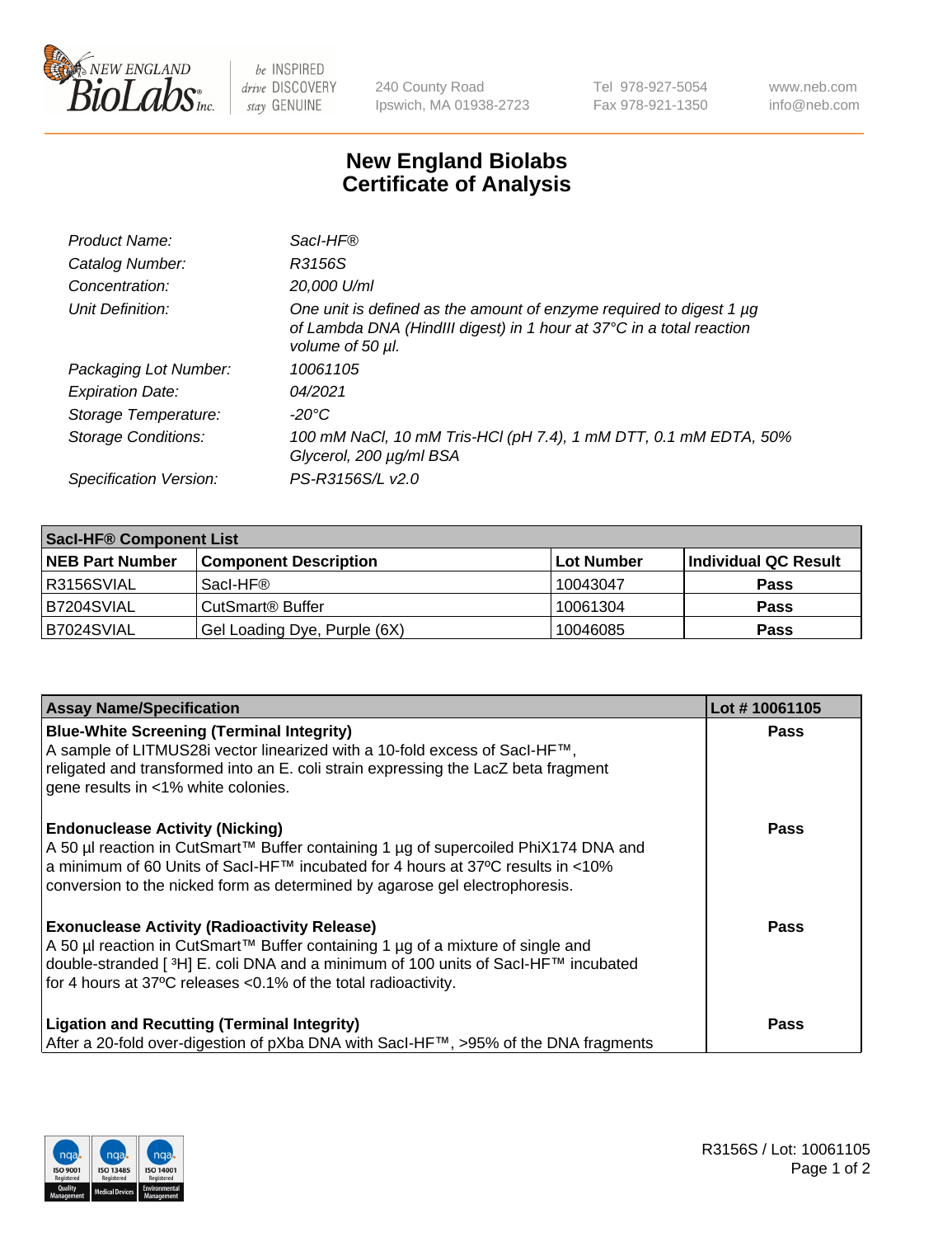New England Biolabs Inc. — be INSPIRED drive DISCOVERY stay GENUINE

240 County Road
Ipswich, MA 01938-2723

Tel 978-927-5054
Fax 978-921-1350

www.neb.com
info@neb.com

# New England Biolabs
# Certificate of Analysis

| | |
|---|---|
| *Product Name:* | *SacI-HF®* |
| *Catalog Number:* | *R3156S* |
| *Concentration:* | *20,000 U/ml* |
| *Unit Definition:* | *One unit is defined as the amount of enzyme required to digest 1 µg of Lambda DNA (HindIII digest) in 1 hour at 37°C in a total reaction volume of 50 µl.* |
| *Packaging Lot Number:* | *10061105* |
| *Expiration Date:* | *04/2021* |
| *Storage Temperature:* | *-20°C* |
| *Storage Conditions:* | *100 mM NaCl, 10 mM Tris-HCl (pH 7.4), 1 mM DTT, 0.1 mM EDTA, 50% Glycerol, 200 µg/ml BSA* |
| *Specification Version:* | *PS-R3156S/L v2.0* |

| SacI-HF® Component List | | | |
|---|---|---|---|
| **NEB Part Number** | **Component Description** | **Lot Number** | **Individual QC Result** |
| R3156SVIAL | SacI-HF® | 10043047 | **Pass** |
| B7204SVIAL | CutSmart® Buffer | 10061304 | **Pass** |
| B7024SVIAL | Gel Loading Dye, Purple (6X) | 10046085 | **Pass** |

| Assay Name/Specification | Lot # 10061105 |
|---|---|
| **Blue-White Screening (Terminal Integrity)** A sample of LITMUS28i vector linearized with a 10-fold excess of SacI-HF™, religated and transformed into an E. coli strain expressing the LacZ beta fragment gene results in <1% white colonies. | **Pass** |
| **Endonuclease Activity (Nicking)** A 50 µl reaction in CutSmart™ Buffer containing 1 µg of supercoiled PhiX174 DNA and a minimum of 60 Units of SacI-HF™ incubated for 4 hours at 37ºC results in <10% conversion to the nicked form as determined by agarose gel electrophoresis. | **Pass** |
| **Exonuclease Activity (Radioactivity Release)** A 50 µl reaction in CutSmart™ Buffer containing 1 µg of a mixture of single and double-stranded [$^3$H] E. coli DNA and a minimum of 100 units of SacI-HF™ incubated for 4 hours at 37ºC releases <0.1% of the total radioactivity. | **Pass** |
| **Ligation and Recutting (Terminal Integrity)** After a 20-fold over-digestion of pXba DNA with SacI-HF™, >95% of the DNA fragments | **Pass** |

R3156S / Lot: 10061105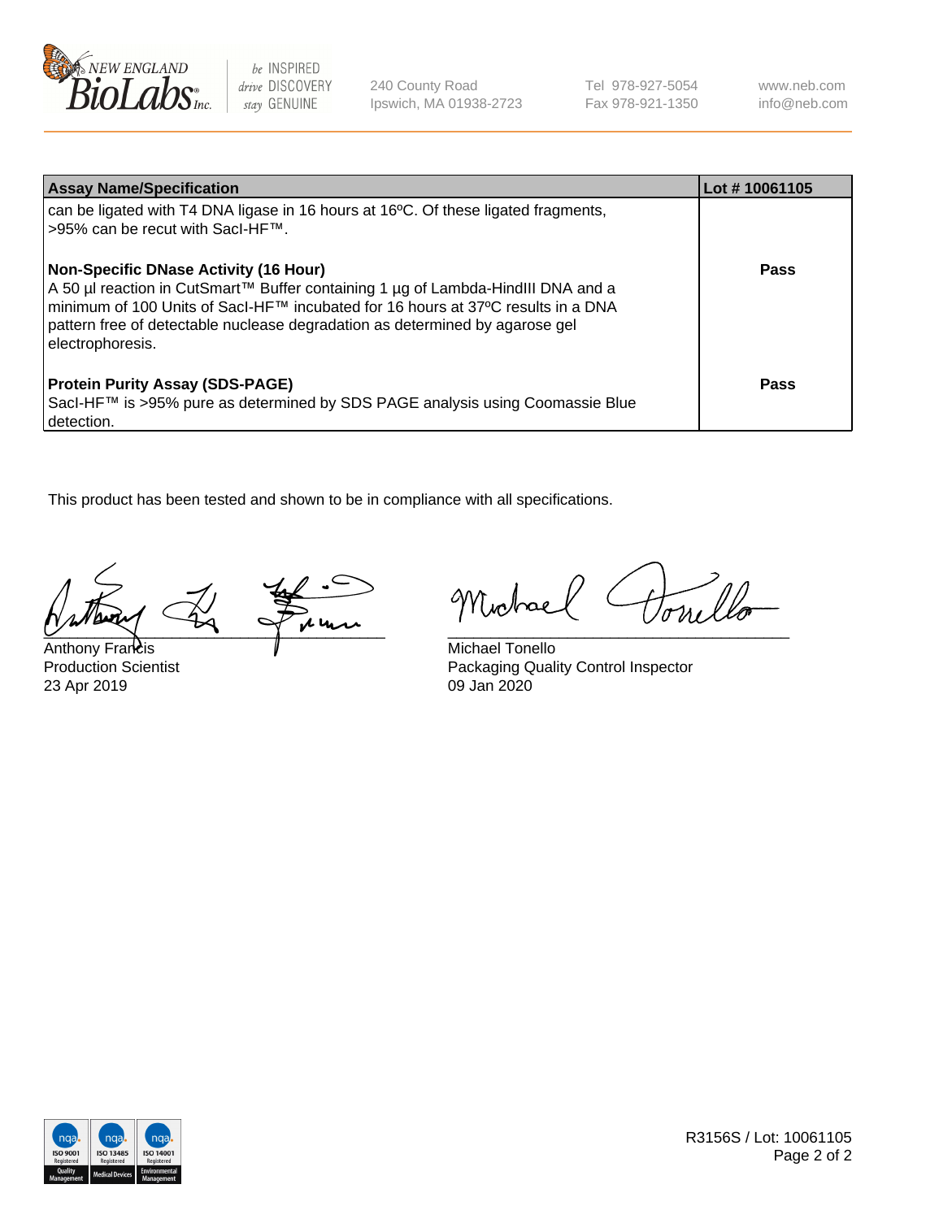| Assay Name/Specification | Lot # 10061105 |
| --- | --- |
| can be ligated with T4 DNA ligase in 16 hours at 16ºC. Of these ligated fragments, >95% can be recut with SacI-HF™. | |
| **Non-Specific DNase Activity (16 Hour)** A 50 µl reaction in CutSmart™ Buffer containing 1 µg of Lambda-HindIII DNA and a minimum of 100 Units of SacI-HF™ incubated for 16 hours at 37ºC results in a DNA pattern free of detectable nuclease degradation as determined by agarose gel electrophoresis. | **Pass** |
| **Protein Purity Assay (SDS-PAGE)** SacI-HF™ is >95% pure as determined by SDS PAGE analysis using Coomassie Blue detection. | **Pass** |

This product has been tested and shown to be in compliance with all specifications.

Anthony Francis
Production Scientist
23 Apr 2019

Michael Tonello
Packaging Quality Control Inspector
09 Jan 2020

R3156S / Lot: 10061105